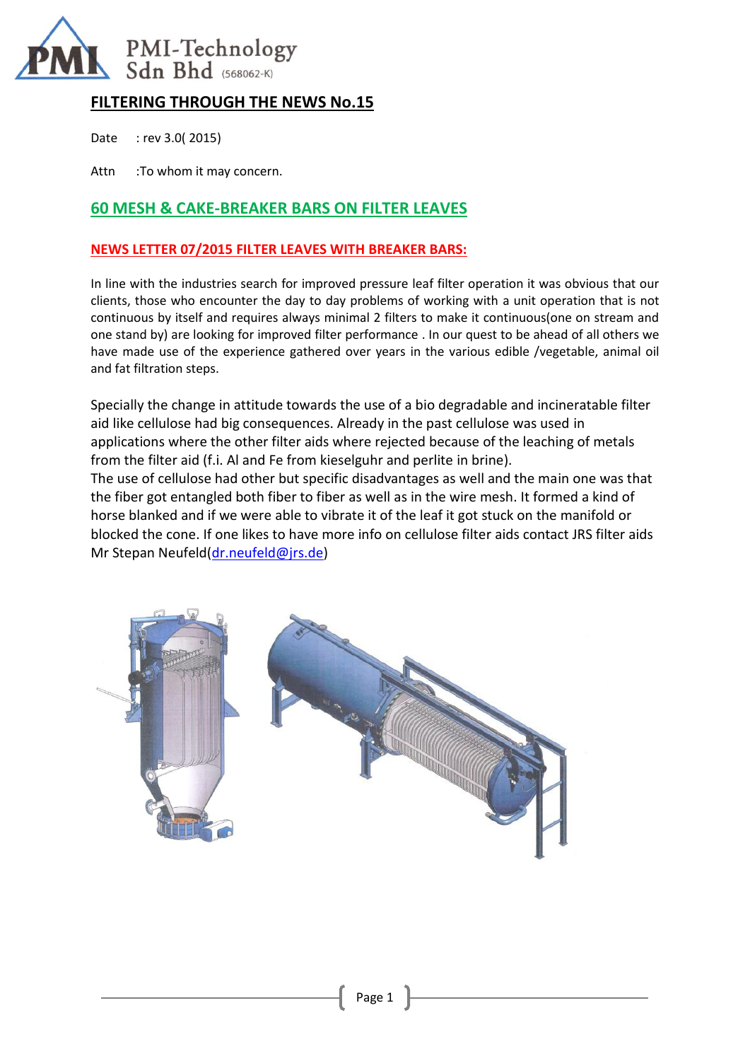PMI-Technology Sdn Bhd (568062-K)

# FILTERING THROUGH THE NEWS No.15

Date : rev 3.0( 2015)

Attn :To whom it may concern.

## 60 MESH & CAKE-BREAKER BARS ON FILTER LEAVES

### NEWS LETTER 07/2015 FILTER LEAVES WITH BREAKER BARS:

In line with the industries search for improved pressure leaf filter operation it was obvious that our clients, those who encounter the day to day problems of working with a unit operation that is not continuous by itself and requires always minimal 2 filters to make it continuous(one on stream and one stand by) are looking for improved filter performance . In our quest to be ahead of all others we have made use of the experience gathered over years in the various edible /vegetable, animal oil and fat filtration steps.

Specially the change in attitude towards the use of a bio degradable and incineratable filter aid like cellulose had big consequences. Already in the past cellulose was used in applications where the other filter aids where rejected because of the leaching of metals from the filter aid (f.i. Al and Fe from kieselguhr and perlite in brine).
The use of cellulose had other but specific disadvantages as well and the main one was that the fiber got entangled both fiber to fiber as well as in the wire mesh. It formed a kind of horse blanked and if we were able to vibrate it of the leaf it got stuck on the manifold or blocked the cone. If one likes to have more info on cellulose filter aids contact JRS filter aids Mr Stepan Neufeld(dr.neufeld@jrs.de)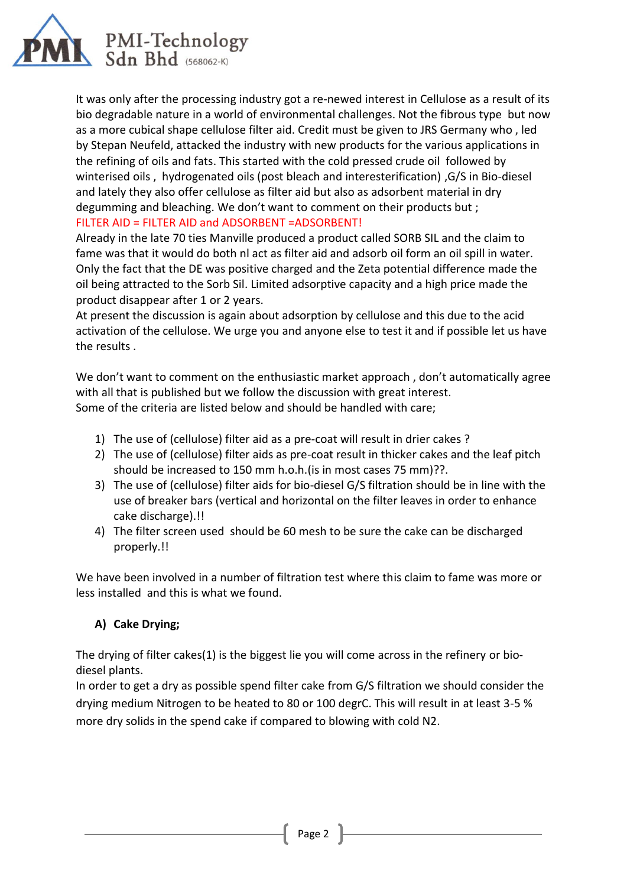It was only after the processing industry got a re-newed interest in Cellulose as a result of its bio degradable nature in a world of environmental challenges. Not the fibrous type but now as a more cubical shape cellulose filter aid. Credit must be given to JRS Germany who , led by Stepan Neufeld, attacked the industry with new products for the various applications in the refining of oils and fats. This started with the cold pressed crude oil followed by winterised oils , hydrogenated oils (post bleach and interesterification) ,G/S in Bio-diesel and lately they also offer cellulose as filter aid but also as adsorbent material in dry degumming and bleaching. We don't want to comment on their products but ;
FILTER AID = FILTER AID and ADSORBENT =ADSORBENT!
Already in the late 70 ties Manville produced a product called SORB SIL and the claim to fame was that it would do both nl act as filter aid and adsorb oil form an oil spill in water. Only the fact that the DE was positive charged and the Zeta potential difference made the oil being attracted to the Sorb Sil. Limited adsorptive capacity and a high price made the product disappear after 1 or 2 years.
At present the discussion is again about adsorption by cellulose and this due to the acid activation of the cellulose. We urge you and anyone else to test it and if possible let us have the results .

We don't want to comment on the enthusiastic market approach , don't automatically agree with all that is published but we follow the discussion with great interest.
Some of the criteria are listed below and should be handled with care;

1) The use of (cellulose) filter aid as a pre-coat will result in drier cakes ?
2) The use of (cellulose) filter aids as pre-coat result in thicker cakes and the leaf pitch should be increased to 150 mm h.o.h.(is in most cases 75 mm)??.
3) The use of (cellulose) filter aids for bio-diesel G/S filtration should be in line with the use of breaker bars (vertical and horizontal on the filter leaves in order to enhance cake discharge).!!
4) The filter screen used should be 60 mesh to be sure the cake can be discharged properly.!!

We have been involved in a number of filtration test where this claim to fame was more or less installed and this is what we found.

**A) Cake Drying;**

The drying of filter cakes(1) is the biggest lie you will come across in the refinery or bio-diesel plants.
In order to get a dry as possible spend filter cake from G/S filtration we should consider the drying medium Nitrogen to be heated to 80 or 100 degrC. This will result in at least 3-5 % more dry solids in the spend cake if compared to blowing with cold N2.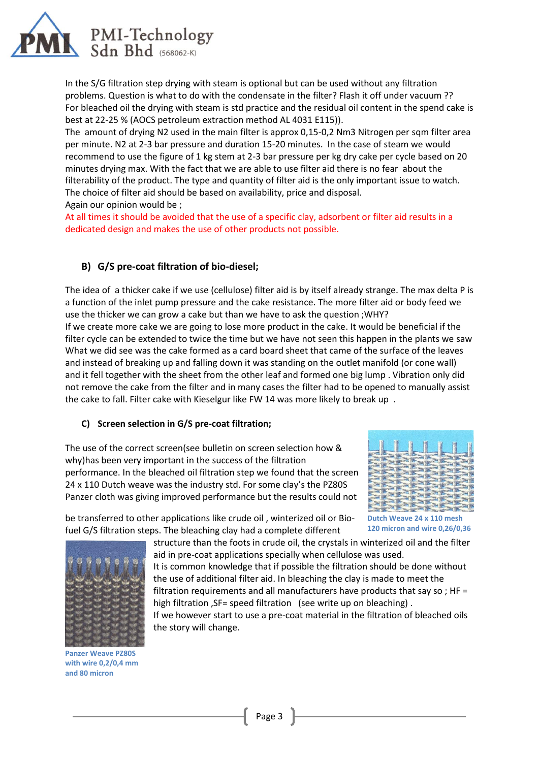In the S/G filtration step drying with steam is optional but can be used without any filtration problems. Question is what to do with the condensate in the filter? Flash it off under vacuum ?? For bleached oil the drying with steam is std practice and the residual oil content in the spend cake is best at 22-25 % (AOCS petroleum extraction method AL 4031 E115)).

The amount of drying N2 used in the main filter is approx 0,15-0,2 Nm3 Nitrogen per sqm filter area per minute. N2 at 2-3 bar pressure and duration 15-20 minutes. In the case of steam we would recommend to use the figure of 1 kg stem at 2-3 bar pressure per kg dry cake per cycle based on 20 minutes drying max. With the fact that we are able to use filter aid there is no fear about the filterability of the product. The type and quantity of filter aid is the only important issue to watch. The choice of filter aid should be based on availability, price and disposal.

Again our opinion would be ;

At all times it should be avoided that the use of a specific clay, adsorbent or filter aid results in a dedicated design and makes the use of other products not possible.

## B) G/S pre-coat filtration of bio-diesel;

The idea of a thicker cake if we use (cellulose) filter aid is by itself already strange. The max delta P is a function of the inlet pump pressure and the cake resistance. The more filter aid or body feed we use the thicker we can grow a cake but than we have to ask the question ;WHY?

If we create more cake we are going to lose more product in the cake. It would be beneficial if the filter cycle can be extended to twice the time but we have not seen this happen in the plants we saw What we did see was the cake formed as a card board sheet that came of the surface of the leaves and instead of breaking up and falling down it was standing on the outlet manifold (or cone wall) and it fell together with the sheet from the other leaf and formed one big lump . Vibration only did not remove the cake from the filter and in many cases the filter had to be opened to manually assist the cake to fall. Filter cake with Kieselgur like FW 14 was more likely to break up .

## C) Screen selection in G/S pre-coat filtration;

The use of the correct screen(see bulletin on screen selection how & why)has been very important in the success of the filtration performance. In the bleached oil filtration step we found that the screen 24 x 110 Dutch weave was the industry std. For some clay's the PZ80S Panzer cloth was giving improved performance but the results could not be transferred to other applications like crude oil , winterized oil or Bio-fuel G/S filtration steps. The bleaching clay had a complete different structure than the foots in crude oil, the crystals in winterized oil and the filter aid in pre-coat applications specially when cellulose was used.

Dutch Weave 24 x 110 mesh 120 micron and wire 0,26/0,36

It is common knowledge that if possible the filtration should be done without the use of additional filter aid. In bleaching the clay is made to meet the filtration requirements and all manufacturers have products that say so ; HF = high filtration ,SF= speed filtration (see write up on bleaching) .

If we however start to use a pre-coat material in the filtration of bleached oils the story will change.

Panzer Weave PZ80S with wire 0,2/0,4 mm and 80 micron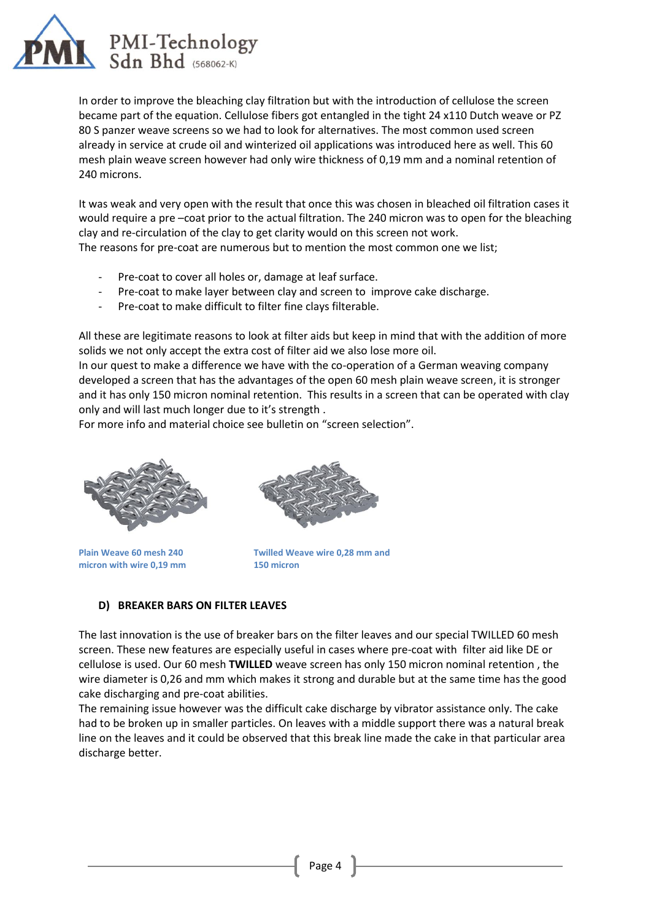In order to improve the bleaching clay filtration but with the introduction of cellulose the screen became part of the equation. Cellulose fibers got entangled in the tight 24 x110 Dutch weave or PZ 80 S panzer weave screens so we had to look for alternatives. The most common used screen already in service at crude oil and winterized oil applications was introduced here as well. This 60 mesh plain weave screen however had only wire thickness of 0,19 mm and a nominal retention of 240 microns.

It was weak and very open with the result that once this was chosen in bleached oil filtration cases it would require a pre –coat prior to the actual filtration. The 240 micron was to open for the bleaching clay and re-circulation of the clay to get clarity would on this screen not work.
The reasons for pre-coat are numerous but to mention the most common one we list;

- Pre-coat to cover all holes or, damage at leaf surface.
- Pre-coat to make layer between clay and screen to improve cake discharge.
- Pre-coat to make difficult to filter fine clays filterable.

All these are legitimate reasons to look at filter aids but keep in mind that with the addition of more solids we not only accept the extra cost of filter aid we also lose more oil.
In our quest to make a difference we have with the co-operation of a German weaving company developed a screen that has the advantages of the open 60 mesh plain weave screen, it is stronger and it has only 150 micron nominal retention. This results in a screen that can be operated with clay only and will last much longer due to it's strength .
For more info and material choice see bulletin on "screen selection".

**Plain Weave 60 mesh 240 micron with wire 0,19 mm**

**Twilled Weave wire 0,28 mm and 150 micron**

### D) BREAKER BARS ON FILTER LEAVES

The last innovation is the use of breaker bars on the filter leaves and our special TWILLED 60 mesh screen. These new features are especially useful in cases where pre-coat with filter aid like DE or cellulose is used. Our 60 mesh **TWILLED** weave screen has only 150 micron nominal retention , the wire diameter is 0,26 and mm which makes it strong and durable but at the same time has the good cake discharging and pre-coat abilities.
The remaining issue however was the difficult cake discharge by vibrator assistance only. The cake had to be broken up in smaller particles. On leaves with a middle support there was a natural break line on the leaves and it could be observed that this break line made the cake in that particular area discharge better.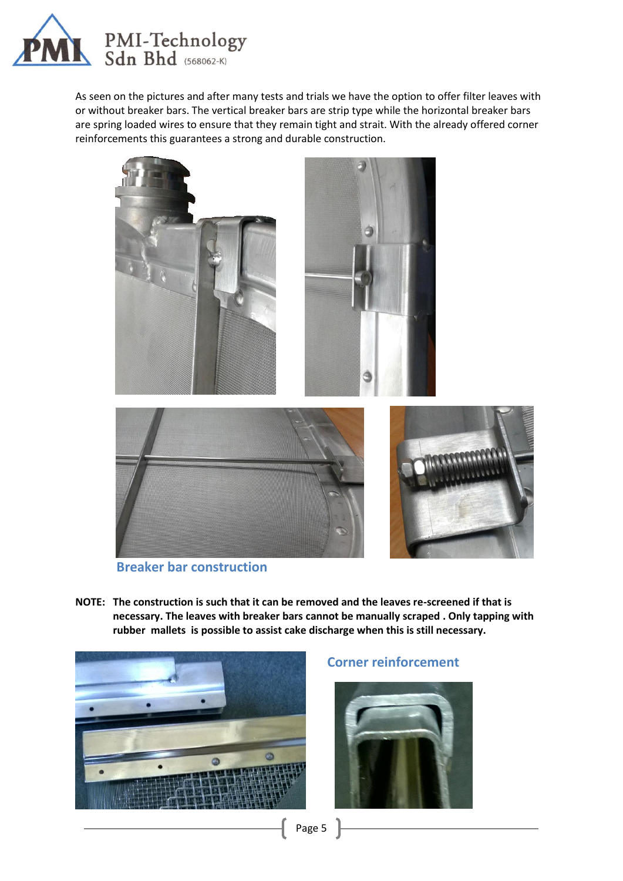As seen on the pictures and after many tests and trials we have the option to offer filter leaves with or without breaker bars. The vertical breaker bars are strip type while the horizontal breaker bars are spring loaded wires to ensure that they remain tight and strait. With the already offered corner reinforcements this guarantees a strong and durable construction.

## Breaker bar construction

**NOTE: The construction is such that it can be removed and the leaves re-screened if that is necessary. The leaves with breaker bars cannot be manually scraped . Only tapping with rubber mallets is possible to assist cake discharge when this is still necessary.**

## Corner reinforcement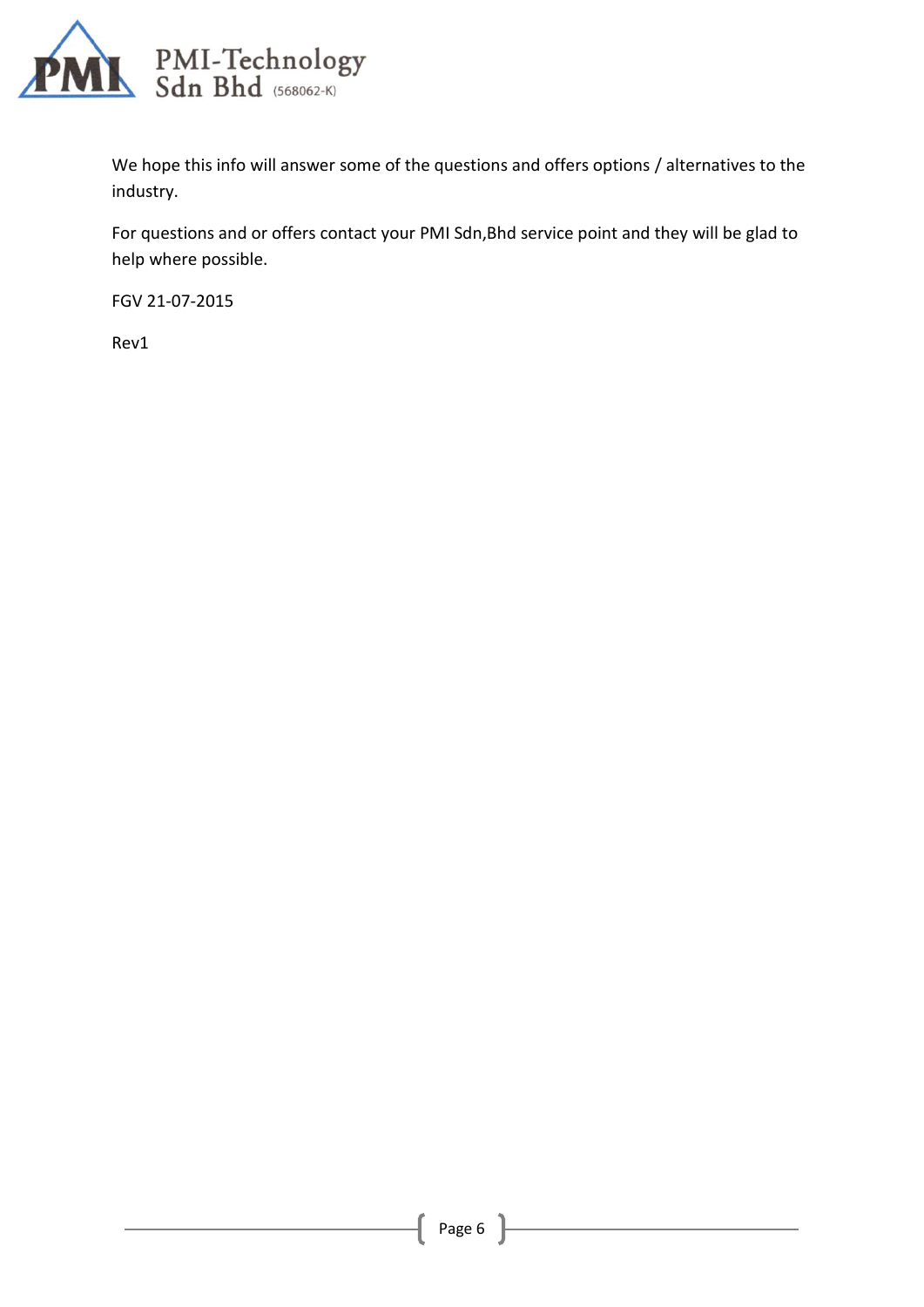We hope this info will answer some of the questions and offers options / alternatives to the industry.

For questions and or offers contact your PMI Sdn,Bhd service point and they will be glad to help where possible.

FGV 21-07-2015

Rev1